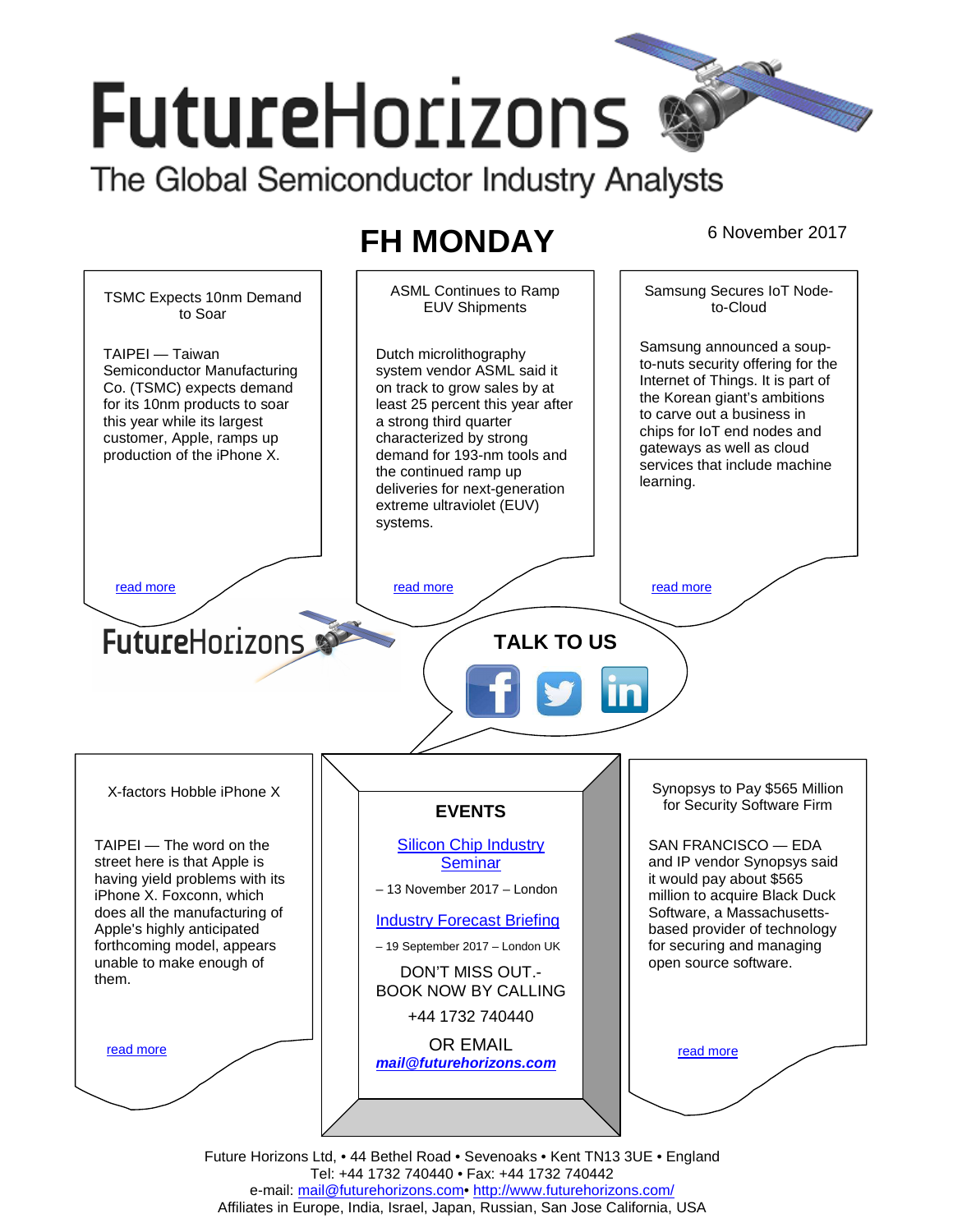# FutureHorizons

The Global Semiconductor Industry Analysts

## FH MONDAY

6 November 2017

### TSMC Expects 10nm Demand to Soar

TAIPEI — Taiwan Semiconductor Manufacturing Co. (TSMC) expects demand for its 10nm products to soar this year while its largest customer, Apple, ramps up production of the iPhone X.

read more

### ASML Continues to Ramp EUV Shipments

Dutch microlithography system vendor ASML said it on track to grow sales by at least 25 percent this year after a strong third quarter characterized by strong demand for 193-nm tools and the continued ramp up deliveries for next-generation extreme ultraviolet (EUV) systems.

read more

### Samsung Secures IoT Node-to-Cloud

Samsung announced a soup-to-nuts security offering for the Internet of Things. It is part of the Korean giant's ambitions to carve out a business in chips for IoT end nodes and gateways as well as cloud services that include machine learning.

read more

FutureHorizons

**TALK TO US**

### X-factors Hobble iPhone X

TAIPEI — The word on the street here is that Apple is having yield problems with its iPhone X. Foxconn, which does all the manufacturing of Apple's highly anticipated forthcoming model, appears unable to make enough of them.

read more

### EVENTS

Silicon Chip Industry Seminar

– 13 November 2017 – London

Industry Forecast Briefing

– 19 September 2017 – London UK

DON'T MISS OUT.- BOOK NOW BY CALLING

+44 1732 740440

OR EMAIL

***mail@futurehorizons.com***

### Synopsys to Pay $565 Million for Security Software Firm

SAN FRANCISCO — EDA and IP vendor Synopsys said it would pay about $565 million to acquire Black Duck Software, a Massachusetts-based provider of technology for securing and managing open source software.

read more

Future Horizons Ltd, • 44 Bethel Road • Sevenoaks • Kent TN13 3UE • England
Tel: +44 1732 740440 • Fax: +44 1732 740442
e-mail: mail@futurehorizons.com• http://www.futurehorizons.com/
Affiliates in Europe, India, Israel, Japan, Russian, San Jose California, USA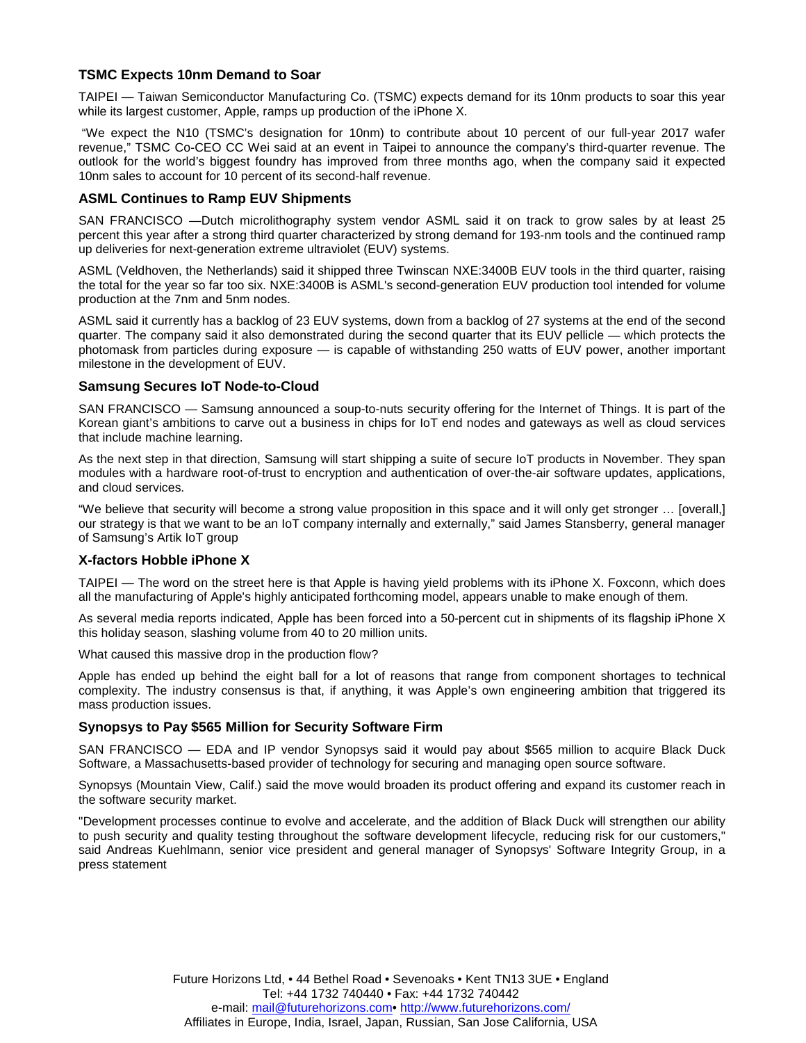### TSMC Expects 10nm Demand to Soar

TAIPEI — Taiwan Semiconductor Manufacturing Co. (TSMC) expects demand for its 10nm products to soar this year while its largest customer, Apple, ramps up production of the iPhone X.

"We expect the N10 (TSMC's designation for 10nm) to contribute about 10 percent of our full-year 2017 wafer revenue," TSMC Co-CEO CC Wei said at an event in Taipei to announce the company's third-quarter revenue. The outlook for the world's biggest foundry has improved from three months ago, when the company said it expected 10nm sales to account for 10 percent of its second-half revenue.

### ASML Continues to Ramp EUV Shipments

SAN FRANCISCO —Dutch microlithography system vendor ASML said it on track to grow sales by at least 25 percent this year after a strong third quarter characterized by strong demand for 193-nm tools and the continued ramp up deliveries for next-generation extreme ultraviolet (EUV) systems.

ASML (Veldhoven, the Netherlands) said it shipped three Twinscan NXE:3400B EUV tools in the third quarter, raising the total for the year so far too six. NXE:3400B is ASML's second-generation EUV production tool intended for volume production at the 7nm and 5nm nodes.

ASML said it currently has a backlog of 23 EUV systems, down from a backlog of 27 systems at the end of the second quarter. The company said it also demonstrated during the second quarter that its EUV pellicle — which protects the photomask from particles during exposure — is capable of withstanding 250 watts of EUV power, another important milestone in the development of EUV.

### Samsung Secures IoT Node-to-Cloud

SAN FRANCISCO — Samsung announced a soup-to-nuts security offering for the Internet of Things. It is part of the Korean giant's ambitions to carve out a business in chips for IoT end nodes and gateways as well as cloud services that include machine learning.

As the next step in that direction, Samsung will start shipping a suite of secure IoT products in November. They span modules with a hardware root-of-trust to encryption and authentication of over-the-air software updates, applications, and cloud services.

"We believe that security will become a strong value proposition in this space and it will only get stronger … [overall,] our strategy is that we want to be an IoT company internally and externally," said James Stansberry, general manager of Samsung's Artik IoT group

### X-factors Hobble iPhone X

TAIPEI — The word on the street here is that Apple is having yield problems with its iPhone X. Foxconn, which does all the manufacturing of Apple's highly anticipated forthcoming model, appears unable to make enough of them.

As several media reports indicated, Apple has been forced into a 50-percent cut in shipments of its flagship iPhone X this holiday season, slashing volume from 40 to 20 million units.

What caused this massive drop in the production flow?

Apple has ended up behind the eight ball for a lot of reasons that range from component shortages to technical complexity. The industry consensus is that, if anything, it was Apple's own engineering ambition that triggered its mass production issues.

### Synopsys to Pay $565 Million for Security Software Firm

SAN FRANCISCO — EDA and IP vendor Synopsys said it would pay about $565 million to acquire Black Duck Software, a Massachusetts-based provider of technology for securing and managing open source software.

Synopsys (Mountain View, Calif.) said the move would broaden its product offering and expand its customer reach in the software security market.

"Development processes continue to evolve and accelerate, and the addition of Black Duck will strengthen our ability to push security and quality testing throughout the software development lifecycle, reducing risk for our customers," said Andreas Kuehlmann, senior vice president and general manager of Synopsys' Software Integrity Group, in a press statement